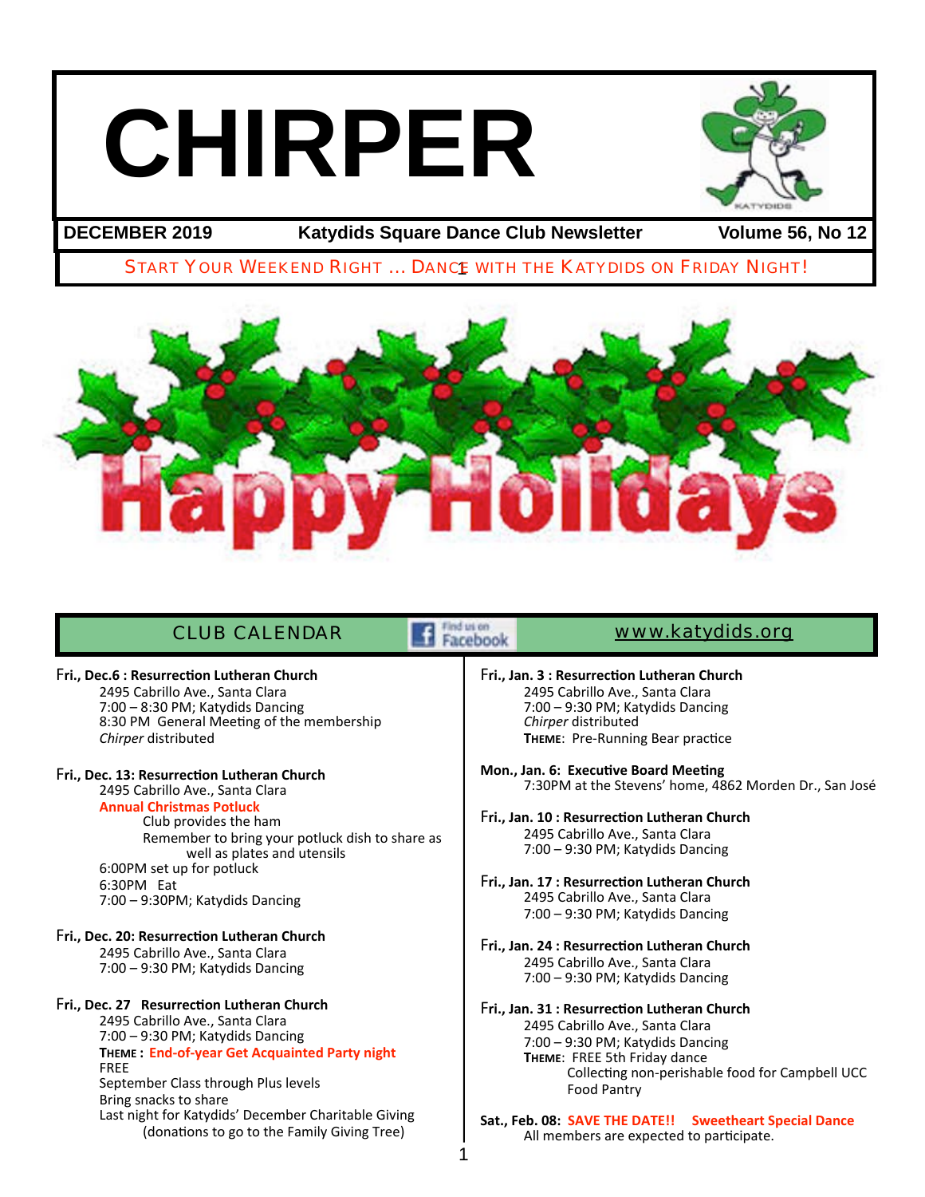# CHIRPER

**DECEMBER 2019** | **Katydids Square Dance Club Newsletter** | **Volume 56, No 12**

START YOUR WEEKEND RIGHT ... DANCE WITH THE KATYDIDS ON FRIDAY NIGHT!

## CLUB CALENDAR

www.katydids.org

**Fri., Dec.6 : Resurrection Lutheran Church**
2495 Cabrillo Ave., Santa Clara
7:00 – 8:30 PM; Katydids Dancing
8:30 PM General Meeting of the membership
*Chirper* distributed

**Fri., Dec. 13: Resurrection Lutheran Church**
2495 Cabrillo Ave., Santa Clara
**Annual Christmas Potluck**
Club provides the ham
Remember to bring your potluck dish to share as well as plates and utensils
6:00PM set up for potluck
6:30PM Eat
7:00 – 9:30PM; Katydids Dancing

**Fri., Dec. 20: Resurrection Lutheran Church**
2495 Cabrillo Ave., Santa Clara
7:00 – 9:30 PM; Katydids Dancing

**Fri., Dec. 27 Resurrection Lutheran Church**
2495 Cabrillo Ave., Santa Clara
7:00 – 9:30 PM; Katydids Dancing
**THEME : End-of-year Get Acquainted Party night**
FREE
September Class through Plus levels
Bring snacks to share
Last night for Katydids' December Charitable Giving
(donations to go to the Family Giving Tree)

**Fri., Jan. 3 : Resurrection Lutheran Church**
2495 Cabrillo Ave., Santa Clara
7:00 – 9:30 PM; Katydids Dancing
*Chirper* distributed
**THEME**: Pre-Running Bear practice

**Mon., Jan. 6: Executive Board Meeting**
7:30PM at the Stevens' home, 4862 Morden Dr., San José

**Fri., Jan. 10 : Resurrection Lutheran Church**
2495 Cabrillo Ave., Santa Clara
7:00 – 9:30 PM; Katydids Dancing

**Fri., Jan. 17 : Resurrection Lutheran Church**
2495 Cabrillo Ave., Santa Clara
7:00 – 9:30 PM; Katydids Dancing

**Fri., Jan. 24 : Resurrection Lutheran Church**
2495 Cabrillo Ave., Santa Clara
7:00 – 9:30 PM; Katydids Dancing

**Fri., Jan. 31 : Resurrection Lutheran Church**
2495 Cabrillo Ave., Santa Clara
7:00 – 9:30 PM; Katydids Dancing
**THEME**: FREE 5th Friday dance
Collecting non-perishable food for Campbell UCC Food Pantry

**Sat., Feb. 08: SAVE THE DATE!! Sweetheart Special Dance**
All members are expected to participate.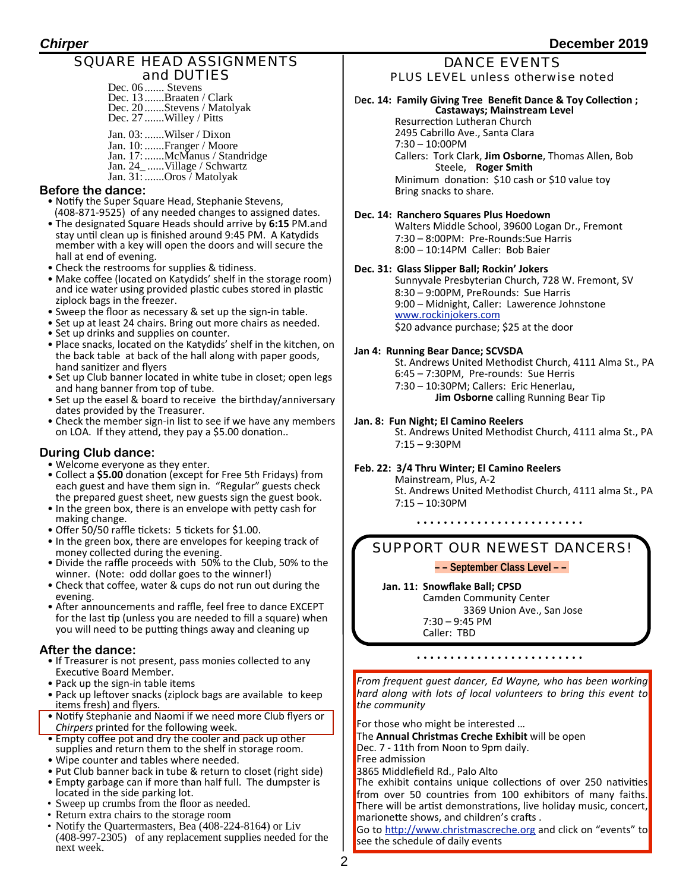## SQUARE HEAD ASSIGNMENTS and DUTIES

Dec. 06....... Stevens
Dec. 13.......Braaten / Clark
Dec. 20.......Stevens / Matolyak
Dec. 27.......Willey / Pitts

Jan. 03:.......Wilser / Dixon
Jan. 10:.......Franger / Moore
Jan. 17:.......McManus / Standridge
Jan. 24_......Village / Schwartz
Jan. 31:.......Oros / Matolyak

### Before the dance:

- Notify the Super Square Head, Stephanie Stevens, (408-871-9525) of any needed changes to assigned dates.
- The designated Square Heads should arrive by **6:15** PM.and stay until clean up is finished around 9:45 PM. A Katydids member with a key will open the doors and will secure the hall at end of evening.
- Check the restrooms for supplies & tidiness.
- Make coffee (located on Katydids' shelf in the storage room) and ice water using provided plastic cubes stored in plastic ziplock bags in the freezer.
- Sweep the floor as necessary & set up the sign-in table.
- Set up at least 24 chairs. Bring out more chairs as needed.
- Set up drinks and supplies on counter.
- Place snacks, located on the Katydids' shelf in the kitchen, on the back table at back of the hall along with paper goods, hand sanitizer and flyers
- Set up Club banner located in white tube in closet; open legs and hang banner from top of tube.
- Set up the easel & board to receive the birthday/anniversary dates provided by the Treasurer.
- Check the member sign-in list to see if we have any members on LOA. If they attend, they pay a $5.00 donation..

### During Club dance:

- Welcome everyone as they enter.
- Collect a **$5.00** donation (except for Free 5th Fridays) from each guest and have them sign in. "Regular" guests check the prepared guest sheet, new guests sign the guest book.
- In the green box, there is an envelope with petty cash for making change.
- Offer 50/50 raffle tickets: 5 tickets for $1.00.
- In the green box, there are envelopes for keeping track of money collected during the evening.
- Divide the raffle proceeds with 50% to the Club, 50% to the winner. (Note: odd dollar goes to the winner!)
- Check that coffee, water & cups do not run out during the evening.
- After announcements and raffle, feel free to dance EXCEPT for the last tip (unless you are needed to fill a square) when you will need to be putting things away and cleaning up

### After the dance:

- If Treasurer is not present, pass monies collected to any Executive Board Member.
- Pack up the sign-in table items
- Pack up leftover snacks (ziplock bags are available to keep items fresh) and flyers.
- Notify Stephanie and Naomi if we need more Club flyers or *Chirpers* printed for the following week.
- Empty coffee pot and dry the cooler and pack up other supplies and return them to the shelf in storage room.
- Wipe counter and tables where needed.
- Put Club banner back in tube & return to closet (right side)
- Empty garbage can if more than half full. The dumpster is located in the side parking lot.
- Sweep up crumbs from the floor as needed.
- Return extra chairs to the storage room
- Notify the Quartermasters, Bea (408-224-8164) or Liv (408-997-2305) of any replacement supplies needed for the next week.

## DANCE EVENTS

PLUS LEVEL unless otherwise noted

**Dec. 14: Family Giving Tree Benefit Dance & Toy Collection ; Castaways; Mainstream Level**
Resurrection Lutheran Church
2495 Cabrillo Ave., Santa Clara
7:30 – 10:00PM
Callers: Tork Clark, **Jim Osborne**, Thomas Allen, Bob Steele, **Roger Smith**
Minimum donation: $10 cash or $10 value toy
Bring snacks to share.

**Dec. 14: Ranchero Squares Plus Hoedown**
Walters Middle School, 39600 Logan Dr., Fremont
7:30 – 8:00PM: Pre-Rounds:Sue Harris
8:00 – 10:14PM Caller: Bob Baier

**Dec. 31: Glass Slipper Ball; Rockin' Jokers**
Sunnyvale Presbyterian Church, 728 W. Fremont, SV
8:30 – 9:00PM, PreRounds: Sue Harris
9:00 – Midnight, Caller: Lawerence Johnstone
www.rockinjokers.com
$20 advance purchase; $25 at the door

**Jan 4: Running Bear Dance; SCVSDA**
St. Andrews United Methodist Church, 4111 Alma St., PA
6:45 – 7:30PM, Pre-rounds: Sue Herris
7:30 – 10:30PM; Callers: Eric Henerlau, **Jim Osborne** calling Running Bear Tip

**Jan. 8: Fun Night; El Camino Reelers**
St. Andrews United Methodist Church, 4111 alma St., PA
7:15 – 9:30PM

**Feb. 22: 3/4 Thru Winter; El Camino Reelers**
Mainstream, Plus, A-2
St. Andrews United Methodist Church, 4111 alma St., PA
7:15 – 10:30PM

## SUPPORT OUR NEWEST DANCERS!

**– – September Class Level – –**

**Jan. 11: Snowflake Ball; CPSD**
Camden Community Center
3369 Union Ave., San Jose
7:30 – 9:45 PM
Caller: TBD

*From frequent guest dancer, Ed Wayne, who has been working hard along with lots of local volunteers to bring this event to the community*

For those who might be interested …
The **Annual Christmas Creche Exhibit** will be open
Dec. 7 - 11th from Noon to 9pm daily.
Free admission
3865 Middlefield Rd., Palo Alto
The exhibit contains unique collections of over 250 nativities from over 50 countries from 100 exhibitors of many faiths. There will be artist demonstrations, live holiday music, concert, marionette shows, and children's crafts .
Go to http://www.christmascreche.org and click on "events" to see the schedule of daily events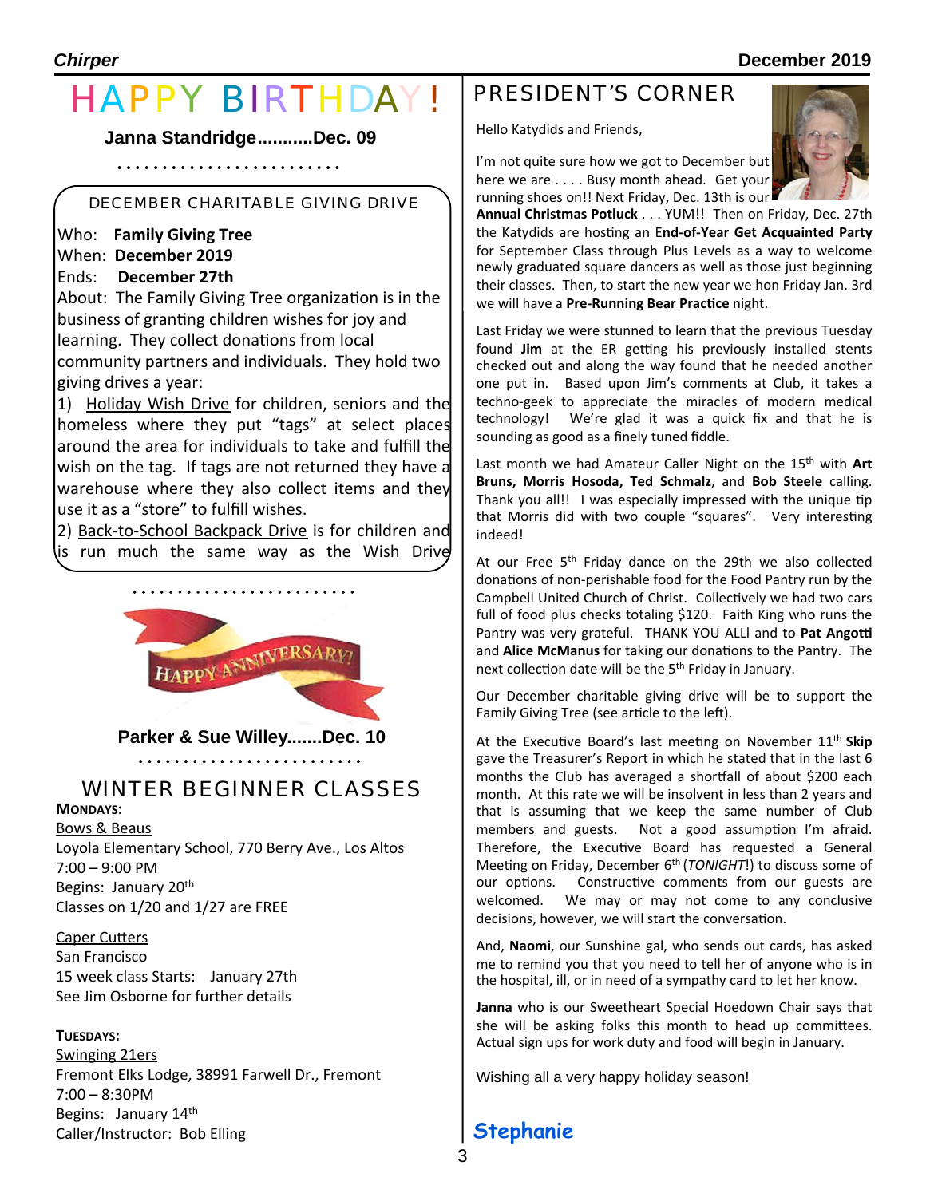# HAPPY BIRTHDAY!

**Janna Standridge...........Dec. 09**

. . . . . . . . . . . . . . . . . . . . . . . .

## DECEMBER CHARITABLE GIVING DRIVE

Who: **Family Giving Tree**
When: **December 2019**
Ends: **December 27th**

About: The Family Giving Tree organization is in the business of granting children wishes for joy and learning. They collect donations from local community partners and individuals. They hold two giving drives a year:

1) Holiday Wish Drive for children, seniors and the homeless where they put "tags" at select places around the area for individuals to take and fulfill the wish on the tag. If tags are not returned they have a warehouse where they also collect items and they use it as a "store" to fulfill wishes.

2) Back-to-School Backpack Drive is for children and is run much the same way as the Wish Drive

. . . . . . . . . . . . . . . . . . . . . . . .

HAPPY ANNIVERSARY!

**Parker & Sue Willey.......Dec. 10**

. . . . . . . . . . . . . . . . . . . . . . . .

## WINTER BEGINNER CLASSES

**MONDAYS:**

Bows & Beaus
Loyola Elementary School, 770 Berry Ave., Los Altos
7:00 – 9:00 PM
Begins: January 20th
Classes on 1/20 and 1/27 are FREE

Caper Cutters
San Francisco
15 week class Starts: January 27th
See Jim Osborne for further details

**TUESDAYS:**

Swinging 21ers
Fremont Elks Lodge, 38991 Farwell Dr., Fremont
7:00 – 8:30PM
Begins: January 14th
Caller/Instructor: Bob Elling

## PRESIDENT'S CORNER

Hello Katydids and Friends,

I'm not quite sure how we got to December but here we are . . . . Busy month ahead. Get your running shoes on!! Next Friday, Dec. 13th is our **Annual Christmas Potluck** . . . YUM!! Then on Friday, Dec. 27th the Katydids are hosting an E**nd-of-Year Get Acquainted Party** for September Class through Plus Levels as a way to welcome newly graduated square dancers as well as those just beginning their classes. Then, to start the new year we hon Friday Jan. 3rd we will have a **Pre-Running Bear Practice** night.

Last Friday we were stunned to learn that the previous Tuesday found **Jim** at the ER getting his previously installed stents checked out and along the way found that he needed another one put in. Based upon Jim's comments at Club, it takes a techno-geek to appreciate the miracles of modern medical technology! We're glad it was a quick fix and that he is sounding as good as a finely tuned fiddle.

Last month we had Amateur Caller Night on the 15th with **Art Bruns, Morris Hosoda, Ted Schmalz**, and **Bob Steele** calling. Thank you all!! I was especially impressed with the unique tip that Morris did with two couple "squares". Very interesting indeed!

At our Free 5th Friday dance on the 29th we also collected donations of non-perishable food for the Food Pantry run by the Campbell United Church of Christ. Collectively we had two cars full of food plus checks totaling $120. Faith King who runs the Pantry was very grateful. THANK YOU ALLl and to **Pat Angotti** and **Alice McManus** for taking our donations to the Pantry. The next collection date will be the 5th Friday in January.

Our December charitable giving drive will be to support the Family Giving Tree (see article to the left).

At the Executive Board's last meeting on November 11th **Skip** gave the Treasurer's Report in which he stated that in the last 6 months the Club has averaged a shortfall of about $200 each month. At this rate we will be insolvent in less than 2 years and that is assuming that we keep the same number of Club members and guests. Not a good assumption I'm afraid. Therefore, the Executive Board has requested a General Meeting on Friday, December 6th (*TONIGHT*!) to discuss some of our options. Constructive comments from our guests are welcomed. We may or may not come to any conclusive decisions, however, we will start the conversation.

And, **Naomi**, our Sunshine gal, who sends out cards, has asked me to remind you that you need to tell her of anyone who is in the hospital, ill, or in need of a sympathy card to let her know.

**Janna** who is our Sweetheart Special Hoedown Chair says that she will be asking folks this month to head up committees. Actual sign ups for work duty and food will begin in January.

Wishing all a very happy holiday season!

**Stephanie**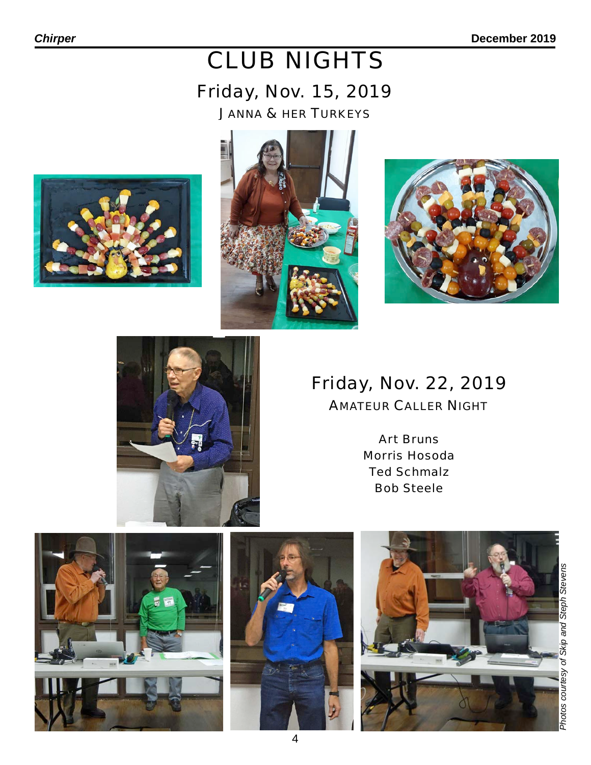# CLUB NIGHTS

## Friday, Nov. 15, 2019

JANNA & HER TURKEYS

## Friday, Nov. 22, 2019

AMATEUR CALLER NIGHT

Art Bruns
Morris Hosoda
Ted Schmalz
Bob Steele

*Photos courtesy of Skip and Steph Stevens*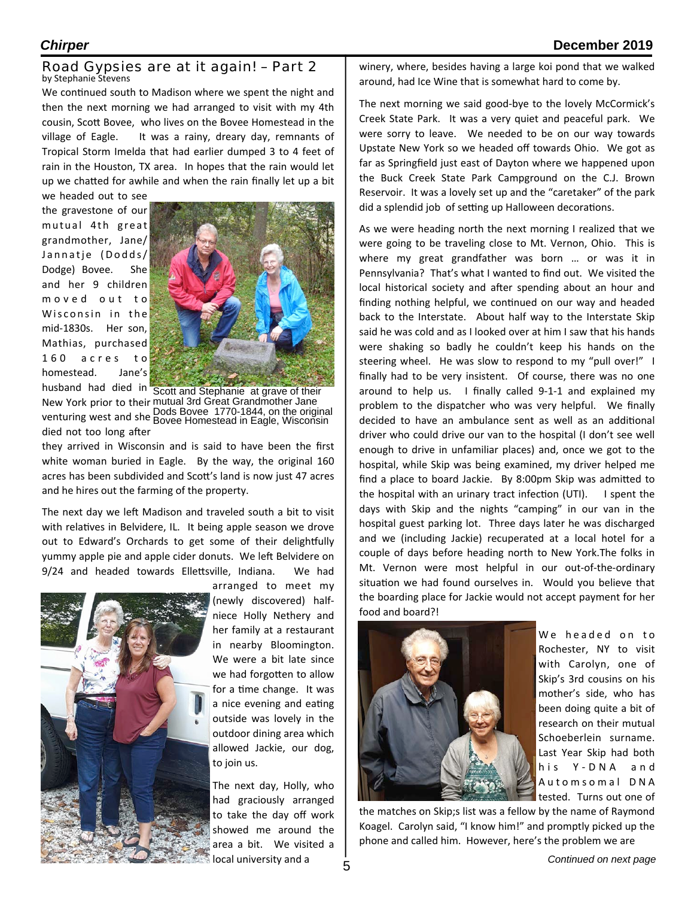## Road Gypsies are at it again! – Part 2

by Stephanie Stevens

We continued south to Madison where we spent the night and then the next morning we had arranged to visit with my 4th cousin, Scott Bovee, who lives on the Bovee Homestead in the village of Eagle. It was a rainy, dreary day, remnants of Tropical Storm Imelda that had earlier dumped 3 to 4 feet of rain in the Houston, TX area. In hopes that the rain would let up we chatted for awhile and when the rain finally let up a bit we headed out to see the gravestone of our mutual 4th great grandmother, Jane/Jannatje (Dodds/Dodge) Bovee. She and her 9 children moved out to Wisconsin in the mid-1830s. Her son, Mathias, purchased 160 acres to homestead. Jane's husband had died in New York prior to their venturing west and she died not too long after they arrived in Wisconsin and is said to have been the first white woman buried in Eagle. By the way, the original 160 acres has been subdivided and Scott's land is now just 47 acres and he hires out the farming of the property.

Scott and Stephanie at grave of their mutual 3rd Great Grandmother Jane Dods Bovee 1770-1844, on the original Bovee Homestead in Eagle, Wisconsin

The next day we left Madison and traveled south a bit to visit with relatives in Belvidere, IL. It being apple season we drove out to Edward's Orchards to get some of their delightfully yummy apple pie and apple cider donuts. We left Belvidere on 9/24 and headed towards Ellettsville, Indiana. We had arranged to meet my (newly discovered) half-niece Holly Nethery and her family at a restaurant in nearby Bloomington. We were a bit late since we had forgotten to allow for a time change. It was a nice evening and eating outside was lovely in the outdoor dining area which allowed Jackie, our dog, to join us.

The next day, Holly, who had graciously arranged to take the day off work showed me around the area a bit. We visited a local university and a winery, where, besides having a large koi pond that we walked around, had Ice Wine that is somewhat hard to come by.

The next morning we said good-bye to the lovely McCormick's Creek State Park. It was a very quiet and peaceful park. We were sorry to leave. We needed to be on our way towards Upstate New York so we headed off towards Ohio. We got as far as Springfield just east of Dayton where we happened upon the Buck Creek State Park Campground on the C.J. Brown Reservoir. It was a lovely set up and the "caretaker" of the park did a splendid job of setting up Halloween decorations.

As we were heading north the next morning I realized that we were going to be traveling close to Mt. Vernon, Ohio. This is where my great grandfather was born … or was it in Pennsylvania? That's what I wanted to find out. We visited the local historical society and after spending about an hour and finding nothing helpful, we continued on our way and headed back to the Interstate. About half way to the Interstate Skip said he was cold and as I looked over at him I saw that his hands were shaking so badly he couldn't keep his hands on the steering wheel. He was slow to respond to my "pull over!" I finally had to be very insistent. Of course, there was no one around to help us. I finally called 9-1-1 and explained my problem to the dispatcher who was very helpful. We finally decided to have an ambulance sent as well as an additional driver who could drive our van to the hospital (I don't see well enough to drive in unfamiliar places) and, once we got to the hospital, while Skip was being examined, my driver helped me find a place to board Jackie. By 8:00pm Skip was admitted to the hospital with an urinary tract infection (UTI). I spent the days with Skip and the nights "camping" in our van in the hospital guest parking lot. Three days later he was discharged and we (including Jackie) recuperated at a local hotel for a couple of days before heading north to New York.The folks in Mt. Vernon were most helpful in our out-of-the-ordinary situation we had found ourselves in. Would you believe that the boarding place for Jackie would not accept payment for her food and board?!

We headed on to Rochester, NY to visit with Carolyn, one of Skip's 3rd cousins on his mother's side, who has been doing quite a bit of research on their mutual Schoeberlein surname. Last Year Skip had both his Y-DNA and Automsomal DNA tested. Turns out one of the matches on Skip;s list was a fellow by the name of Raymond Koagel. Carolyn said, "I know him!" and promptly picked up the phone and called him. However, here's the problem we are

*Continued on next page*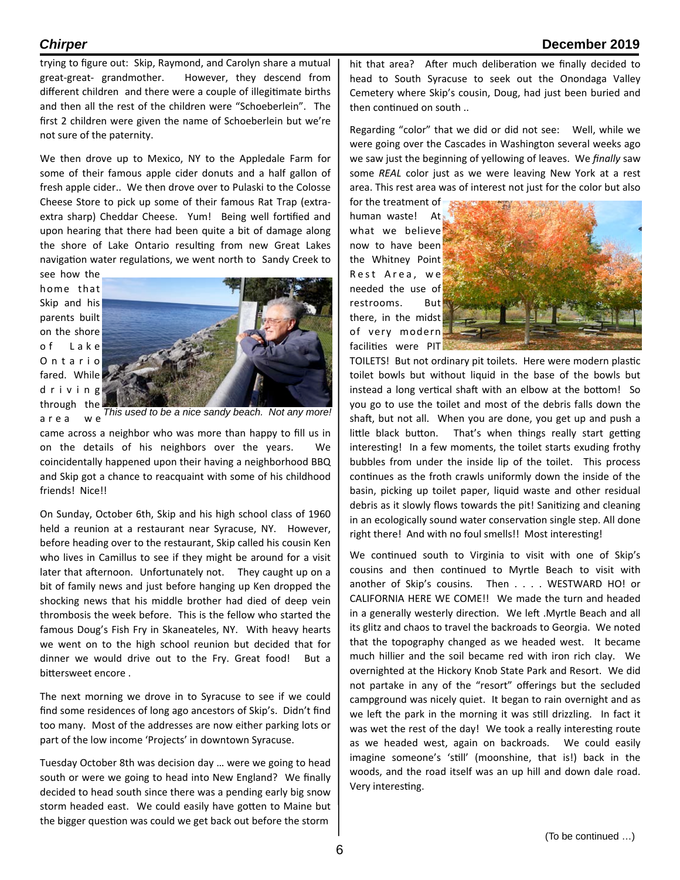trying to figure out: Skip, Raymond, and Carolyn share a mutual great-great- grandmother. However, they descend from different children and there were a couple of illegitimate births and then all the rest of the children were "Schoeberlein". The first 2 children were given the name of Schoeberlein but we're not sure of the paternity.

We then drove up to Mexico, NY to the Appledale Farm for some of their famous apple cider donuts and a half gallon of fresh apple cider.. We then drove over to Pulaski to the Colosse Cheese Store to pick up some of their famous Rat Trap (extra-extra sharp) Cheddar Cheese. Yum! Being well fortified and upon hearing that there had been quite a bit of damage along the shore of Lake Ontario resulting from new Great Lakes navigation water regulations, we went north to Sandy Creek to see how the home that Skip and his parents built on the shore of Lake Ontario fared. While driving through the area we came across a neighbor who was more than happy to fill us in on the details of his neighbors over the years. We coincidentally happened upon their having a neighborhood BBQ and Skip got a chance to reacquaint with some of his childhood friends! Nice!!

*This used to be a nice sandy beach. Not any more!*

On Sunday, October 6th, Skip and his high school class of 1960 held a reunion at a restaurant near Syracuse, NY. However, before heading over to the restaurant, Skip called his cousin Ken who lives in Camillus to see if they might be around for a visit later that afternoon. Unfortunately not. They caught up on a bit of family news and just before hanging up Ken dropped the shocking news that his middle brother had died of deep vein thrombosis the week before. This is the fellow who started the famous Doug's Fish Fry in Skaneateles, NY. With heavy hearts we went on to the high school reunion but decided that for dinner we would drive out to the Fry. Great food! But a bittersweet encore .

The next morning we drove in to Syracuse to see if we could find some residences of long ago ancestors of Skip's. Didn't find too many. Most of the addresses are now either parking lots or part of the low income 'Projects' in downtown Syracuse.

Tuesday October 8th was decision day … were we going to head south or were we going to head into New England? We finally decided to head south since there was a pending early big snow storm headed east. We could easily have gotten to Maine but the bigger question was could we get back out before the storm hit that area? After much deliberation we finally decided to head to South Syracuse to seek out the Onondaga Valley Cemetery where Skip's cousin, Doug, had just been buried and then continued on south ..

Regarding "color" that we did or did not see: Well, while we were going over the Cascades in Washington several weeks ago we saw just the beginning of yellowing of leaves. We *finally* saw some *REAL* color just as we were leaving New York at a rest area. This rest area was of interest not just for the color but also for the treatment of human waste! At what we believe now to have been the Whitney Point Rest Area, we needed the use of restrooms. But there, in the midst of very modern facilities were PIT TOILETS! But not ordinary pit toilets. Here were modern plastic toilet bowls but without liquid in the base of the bowls but instead a long vertical shaft with an elbow at the bottom! So you go to use the toilet and most of the debris falls down the shaft, but not all. When you are done, you get up and push a little black button. That's when things really start getting interesting! In a few moments, the toilet starts exuding frothy bubbles from under the inside lip of the toilet. This process continues as the froth crawls uniformly down the inside of the basin, picking up toilet paper, liquid waste and other residual debris as it slowly flows towards the pit! Sanitizing and cleaning in an ecologically sound water conservation single step. All done right there! And with no foul smells!! Most interesting!

We continued south to Virginia to visit with one of Skip's cousins and then continued to Myrtle Beach to visit with another of Skip's cousins. Then . . . . WESTWARD HO! or CALIFORNIA HERE WE COME!! We made the turn and headed in a generally westerly direction. We left .Myrtle Beach and all its glitz and chaos to travel the backroads to Georgia. We noted that the topography changed as we headed west. It became much hillier and the soil became red with iron rich clay. We overnighted at the Hickory Knob State Park and Resort. We did not partake in any of the "resort" offerings but the secluded campground was nicely quiet. It began to rain overnight and as we left the park in the morning it was still drizzling. In fact it was wet the rest of the day! We took a really interesting route as we headed west, again on backroads. We could easily imagine someone's 'still' (moonshine, that is!) back in the woods, and the road itself was an up hill and down dale road. Very interesting.

(To be continued …)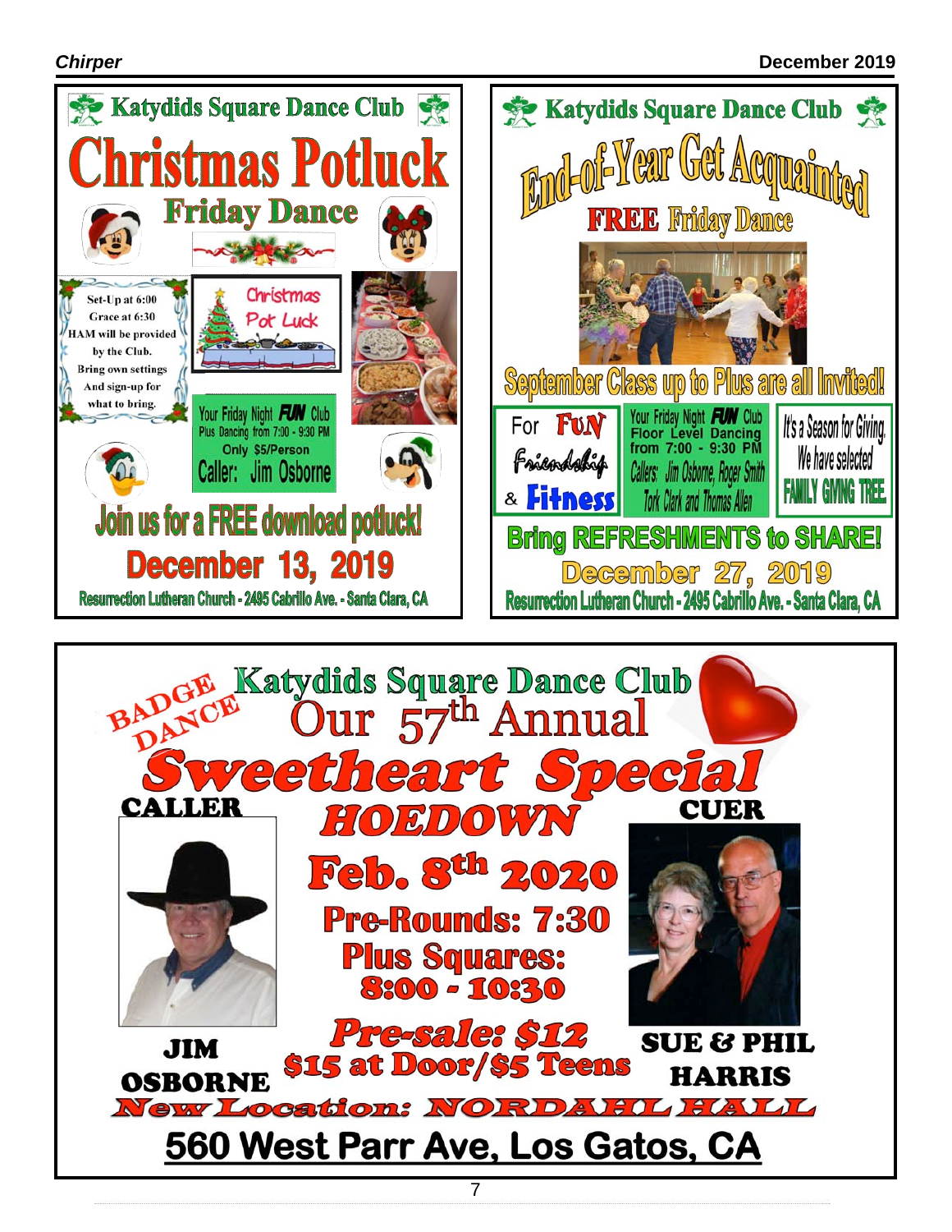## Katydids Square Dance Club

# Christmas Potluck

### Friday Dance

Set-Up at 6:00
Grace at 6:30
HAM will be provided by the Club.
Bring own settings
And sign-up for what to bring.

Christmas Pot Luck

Your Friday Night **FUN** Club
Plus Dancing from 7:00 - 9:30 PM
Only $5/Person
Caller: Jim Osborne

**Join us for a FREE download potluck!**

**December 13, 2019**

Resurrection Lutheran Church - 2495 Cabrillo Ave. - Santa Clara, CA

---

## Katydids Square Dance Club

# End-of-Year Get Acquainted

### FREE Friday Dance

**September Class up to Plus are all Invited!**

For **FUN** Friendship & **Fitness**

Your Friday Night **FUN** Club
Floor Level Dancing
from 7:00 - 9:30 PM
Callers: Jim Osborne, Roger Smith
Tork Clark and Thomas Allen

It's a Season for Giving.
We have selected
FAMILY GIVING TREE

**Bring REFRESHMENTS to SHARE!**

**December 27, 2019**

Resurrection Lutheran Church - 2495 Cabrillo Ave. - Santa Clara, CA

---

BADGE DANCE

## Katydids Square Dance Club

# Our 57th Annual

# *Sweetheart Special*

## *HOEDOWN*

**CALLER**

**JIM OSBORNE**

**CUER**

**SUE & PHIL HARRIS**

**Feb. 8th 2020**

**Pre-Rounds: 7:30**

**Plus Squares: 8:00 - 10:30**

***Pre-sale: $12***

**$15 at Door/$5 Teens**

***New Location: NORDAHL HALL***

**560 West Parr Ave, Los Gatos, CA**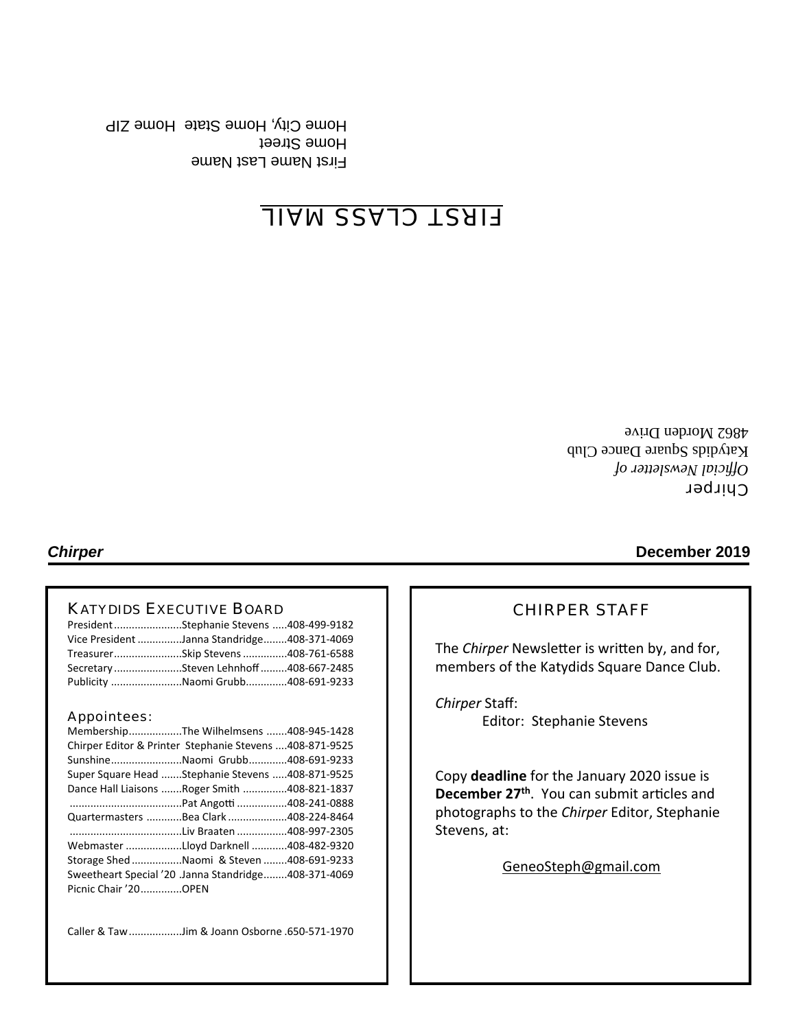Chirper
*Official Newsletter of*
Katydids Square Dance Club
4862 Morden Drive

FIRST CLASS MAIL

First Name Last Name
Home Street
Home City, Home State Home ZIP

**Chirper** — **December 2019**

## KATYDIDS EXECUTIVE BOARD

President.......................Stephanie Stevens .....408-499-9182
Vice President ...............Janna Standridge........408-371-4069
Treasurer.......................Skip Stevens ...............408-761-6588
Secretary .......................Steven Lehnhoff.........408-667-2485
Publicity ........................Naomi Grubb..............408-691-9233

### Appointees:

Membership..................The Wilhelmsens .......408-945-1428
Chirper Editor & Printer Stephanie Stevens ....408-871-9525
Sunshine........................Naomi Grubb.............408-691-9233
Super Square Head .......Stephanie Stevens .....408-871-9525
Dance Hall Liaisons .......Roger Smith ...............408-821-1837
......................................Pat Angotti .................408-241-0888
Quartermasters ............Bea Clark ....................408-224-8464
......................................Liv Braaten .................408-997-2305
Webmaster ...................Lloyd Darknell ............408-482-9320
Storage Shed .................Naomi & Steven ........408-691-9233
Sweetheart Special '20 .Janna Standridge........408-371-4069
Picnic Chair '20..............OPEN

Caller & Taw..................Jim & Joann Osborne .650-571-1970

## CHIRPER STAFF

The *Chirper* Newsletter is written by, and for, members of the Katydids Square Dance Club.

*Chirper* Staff:
Editor: Stephanie Stevens

Copy **deadline** for the January 2020 issue is **December 27th**. You can submit articles and photographs to the *Chirper* Editor, Stephanie Stevens, at:

GeneoSteph@gmail.com